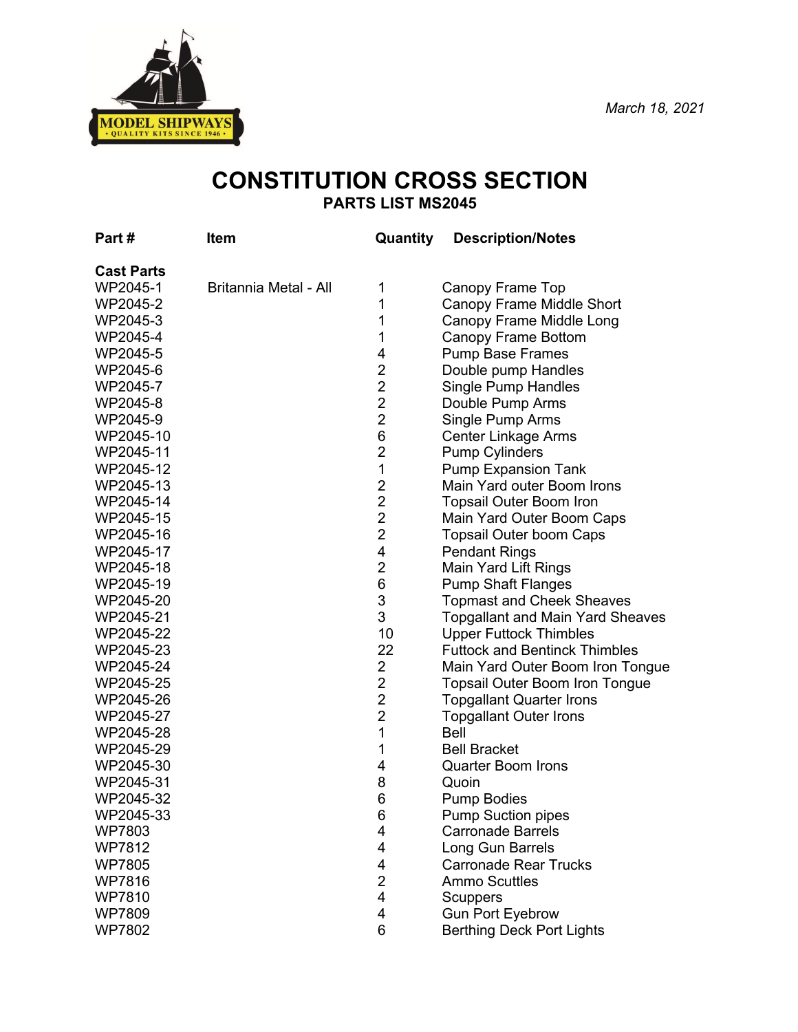MODEL SHIPWAYS
• QUALITY KITS SINCE 1946 •

*March 18, 2021*

# CONSTITUTION CROSS SECTION

## PARTS LIST MS2045

| Part # | Item | Quantity | Description/Notes |
|---|---|---|---|
| **Cast Parts** | | | |
| WP2045-1 | Britannia Metal - All | 1 | Canopy Frame Top |
| WP2045-2 | | 1 | Canopy Frame Middle Short |
| WP2045-3 | | 1 | Canopy Frame Middle Long |
| WP2045-4 | | 1 | Canopy Frame Bottom |
| WP2045-5 | | 4 | Pump Base Frames |
| WP2045-6 | | 2 | Double pump Handles |
| WP2045-7 | | 2 | Single Pump Handles |
| WP2045-8 | | 2 | Double Pump Arms |
| WP2045-9 | | 2 | Single Pump Arms |
| WP2045-10 | | 6 | Center Linkage Arms |
| WP2045-11 | | 2 | Pump Cylinders |
| WP2045-12 | | 1 | Pump Expansion Tank |
| WP2045-13 | | 2 | Main Yard outer Boom Irons |
| WP2045-14 | | 2 | Topsail Outer Boom Iron |
| WP2045-15 | | 2 | Main Yard Outer Boom Caps |
| WP2045-16 | | 2 | Topsail Outer boom Caps |
| WP2045-17 | | 4 | Pendant Rings |
| WP2045-18 | | 2 | Main Yard Lift Rings |
| WP2045-19 | | 6 | Pump Shaft Flanges |
| WP2045-20 | | 3 | Topmast and Cheek Sheaves |
| WP2045-21 | | 3 | Topgallant and Main Yard Sheaves |
| WP2045-22 | | 10 | Upper Futtock Thimbles |
| WP2045-23 | | 22 | Futtock and Bentinck Thimbles |
| WP2045-24 | | 2 | Main Yard Outer Boom Iron Tongue |
| WP2045-25 | | 2 | Topsail Outer Boom Iron Tongue |
| WP2045-26 | | 2 | Topgallant Quarter Irons |
| WP2045-27 | | 2 | Topgallant Outer Irons |
| WP2045-28 | | 1 | Bell |
| WP2045-29 | | 1 | Bell Bracket |
| WP2045-30 | | 4 | Quarter Boom Irons |
| WP2045-31 | | 8 | Quoin |
| WP2045-32 | | 6 | Pump Bodies |
| WP2045-33 | | 6 | Pump Suction pipes |
| WP7803 | | 4 | Carronade Barrels |
| WP7812 | | 4 | Long Gun Barrels |
| WP7805 | | 4 | Carronade Rear Trucks |
| WP7816 | | 2 | Ammo Scuttles |
| WP7810 | | 4 | Scuppers |
| WP7809 | | 4 | Gun Port Eyebrow |
| WP7802 | | 6 | Berthing Deck Port Lights |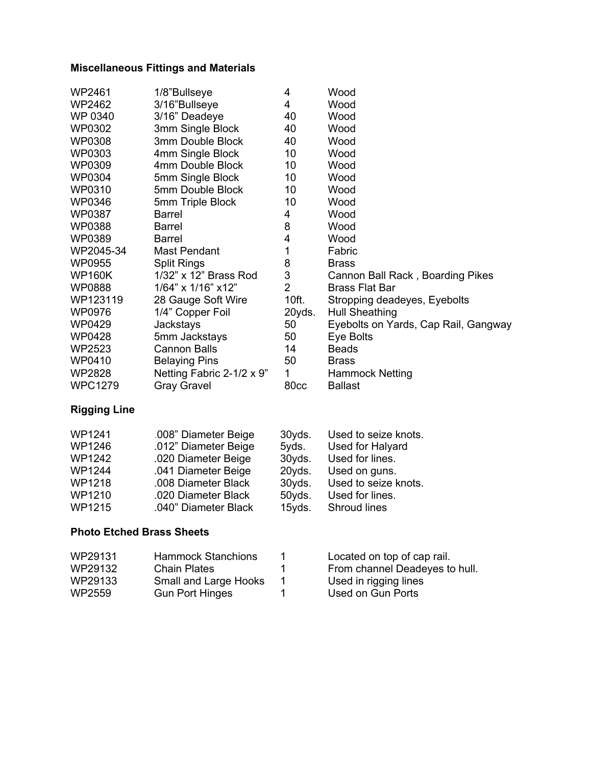### Miscellaneous Fittings and Materials

| | | | |
|---|---|---|---|
| WP2461 | 1/8"Bullseye | 4 | Wood |
| WP2462 | 3/16"Bullseye | 4 | Wood |
| WP 0340 | 3/16" Deadeye | 40 | Wood |
| WP0302 | 3mm Single Block | 40 | Wood |
| WP0308 | 3mm Double Block | 40 | Wood |
| WP0303 | 4mm Single Block | 10 | Wood |
| WP0309 | 4mm Double Block | 10 | Wood |
| WP0304 | 5mm Single Block | 10 | Wood |
| WP0310 | 5mm Double Block | 10 | Wood |
| WP0346 | 5mm Triple Block | 10 | Wood |
| WP0387 | Barrel | 4 | Wood |
| WP0388 | Barrel | 8 | Wood |
| WP0389 | Barrel | 4 | Wood |
| WP2045-34 | Mast Pendant | 1 | Fabric |
| WP0955 | Split Rings | 8 | Brass |
| WP160K | 1/32" x 12" Brass Rod | 3 | Cannon Ball Rack , Boarding Pikes |
| WP0888 | 1/64" x 1/16" x12" | 2 | Brass Flat Bar |
| WP123119 | 28 Gauge Soft Wire | 10ft. | Stropping deadeyes, Eyebolts |
| WP0976 | 1/4" Copper Foil | 20yds. | Hull Sheathing |
| WP0429 | Jackstays | 50 | Eyebolts on Yards, Cap Rail, Gangway |
| WP0428 | 5mm Jackstays | 50 | Eye Bolts |
| WP2523 | Cannon Balls | 14 | Beads |
| WP0410 | Belaying Pins | 50 | Brass |
| WP2828 | Netting Fabric 2-1/2 x 9" | 1 | Hammock Netting |
| WPC1279 | Gray Gravel | 80cc | Ballast |

### Rigging Line

| | | | |
|---|---|---|---|
| WP1241 | .008" Diameter Beige | 30yds. | Used to seize knots. |
| WP1246 | .012" Diameter Beige | 5yds. | Used for Halyard |
| WP1242 | .020 Diameter Beige | 30yds. | Used for lines. |
| WP1244 | .041 Diameter Beige | 20yds. | Used on guns. |
| WP1218 | .008 Diameter Black | 30yds. | Used to seize knots. |
| WP1210 | .020 Diameter Black | 50yds. | Used for lines. |
| WP1215 | .040" Diameter Black | 15yds. | Shroud lines |

### Photo Etched Brass Sheets

| | | | |
|---|---|---|---|
| WP29131 | Hammock Stanchions | 1 | Located on top of cap rail. |
| WP29132 | Chain Plates | 1 | From channel Deadeyes to hull. |
| WP29133 | Small and Large Hooks | 1 | Used in rigging lines |
| WP2559 | Gun Port Hinges | 1 | Used on Gun Ports |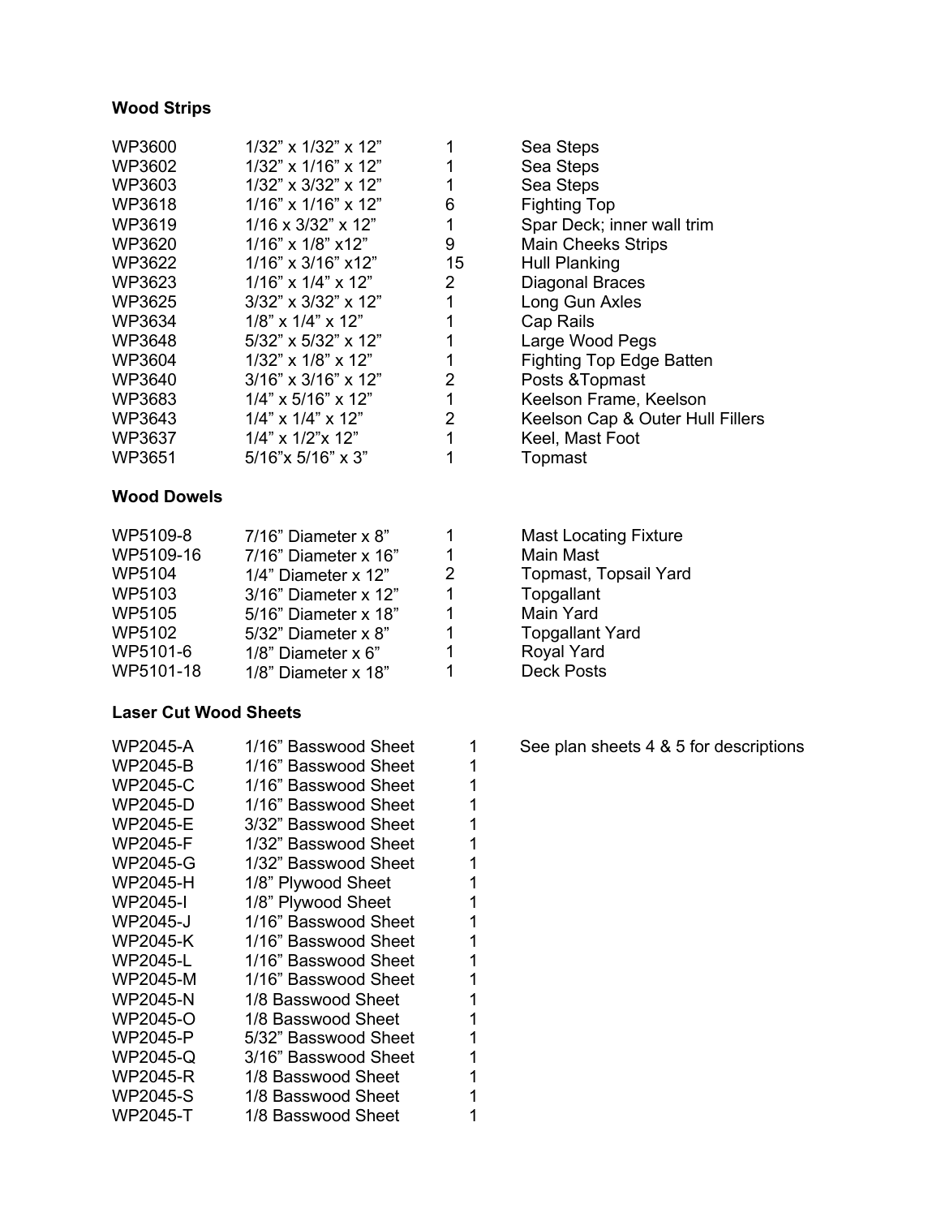**Wood Strips**

| | | | |
|---|---|---|---|
| WP3600 | 1/32” x 1/32” x 12” | 1 | Sea Steps |
| WP3602 | 1/32” x 1/16” x 12” | 1 | Sea Steps |
| WP3603 | 1/32” x 3/32” x 12” | 1 | Sea Steps |
| WP3618 | 1/16” x 1/16” x 12” | 6 | Fighting Top |
| WP3619 | 1/16 x 3/32” x 12” | 1 | Spar Deck; inner wall trim |
| WP3620 | 1/16” x 1/8” x12” | 9 | Main Cheeks Strips |
| WP3622 | 1/16” x 3/16” x12” | 15 | Hull Planking |
| WP3623 | 1/16” x 1/4” x 12” | 2 | Diagonal Braces |
| WP3625 | 3/32” x 3/32” x 12” | 1 | Long Gun Axles |
| WP3634 | 1/8” x 1/4” x 12” | 1 | Cap Rails |
| WP3648 | 5/32” x 5/32” x 12” | 1 | Large Wood Pegs |
| WP3604 | 1/32” x 1/8” x 12” | 1 | Fighting Top Edge Batten |
| WP3640 | 3/16” x 3/16” x 12” | 2 | Posts &Topmast |
| WP3683 | 1/4” x 5/16” x 12” | 1 | Keelson Frame, Keelson |
| WP3643 | 1/4” x 1/4” x 12” | 2 | Keelson Cap & Outer Hull Fillers |
| WP3637 | 1/4” x 1/2”x 12” | 1 | Keel, Mast Foot |
| WP3651 | 5/16”x 5/16” x 3” | 1 | Topmast |

**Wood Dowels**

| | | | |
|---|---|---|---|
| WP5109-8 | 7/16” Diameter x 8” | 1 | Mast Locating Fixture |
| WP5109-16 | 7/16” Diameter x 16” | 1 | Main Mast |
| WP5104 | 1/4” Diameter x 12” | 2 | Topmast, Topsail Yard |
| WP5103 | 3/16” Diameter x 12” | 1 | Topgallant |
| WP5105 | 5/16” Diameter x 18” | 1 | Main Yard |
| WP5102 | 5/32” Diameter x 8” | 1 | Topgallant Yard |
| WP5101-6 | 1/8” Diameter x 6” | 1 | Royal Yard |
| WP5101-18 | 1/8” Diameter x 18” | 1 | Deck Posts |

**Laser Cut Wood Sheets**

| | | | |
|---|---|---|---|
| WP2045-A | 1/16” Basswood Sheet | 1 | See plan sheets 4 & 5 for descriptions |
| WP2045-B | 1/16” Basswood Sheet | 1 | |
| WP2045-C | 1/16” Basswood Sheet | 1 | |
| WP2045-D | 1/16” Basswood Sheet | 1 | |
| WP2045-E | 3/32” Basswood Sheet | 1 | |
| WP2045-F | 1/32” Basswood Sheet | 1 | |
| WP2045-G | 1/32” Basswood Sheet | 1 | |
| WP2045-H | 1/8” Plywood Sheet | 1 | |
| WP2045-I | 1/8” Plywood Sheet | 1 | |
| WP2045-J | 1/16” Basswood Sheet | 1 | |
| WP2045-K | 1/16” Basswood Sheet | 1 | |
| WP2045-L | 1/16” Basswood Sheet | 1 | |
| WP2045-M | 1/16” Basswood Sheet | 1 | |
| WP2045-N | 1/8 Basswood Sheet | 1 | |
| WP2045-O | 1/8 Basswood Sheet | 1 | |
| WP2045-P | 5/32” Basswood Sheet | 1 | |
| WP2045-Q | 3/16” Basswood Sheet | 1 | |
| WP2045-R | 1/8 Basswood Sheet | 1 | |
| WP2045-S | 1/8 Basswood Sheet | 1 | |
| WP2045-T | 1/8 Basswood Sheet | 1 | |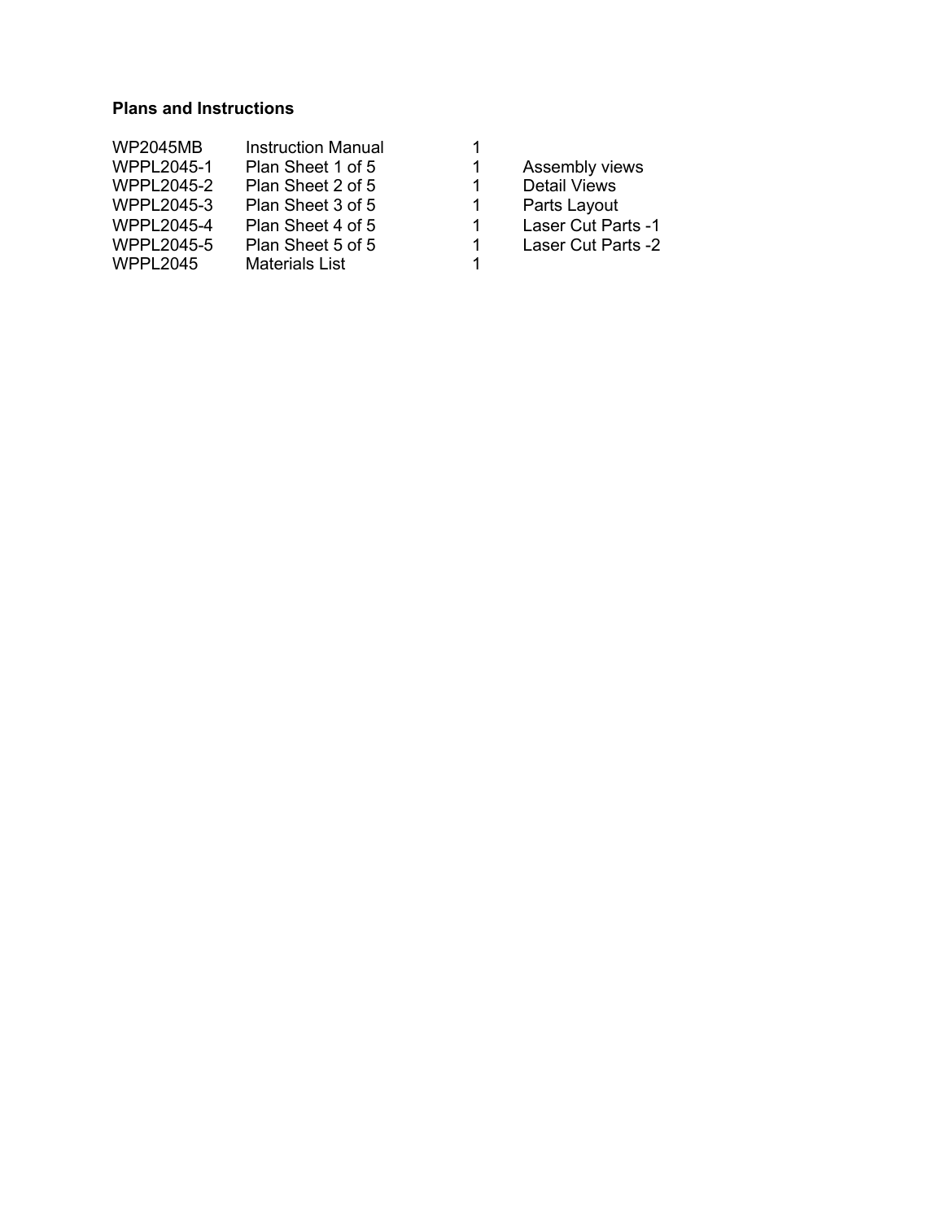**Plans and Instructions**

| | | | |
|---|---|---|---|
| WP2045MB | Instruction Manual | 1 | |
| WPPL2045-1 | Plan Sheet 1 of 5 | 1 | Assembly views |
| WPPL2045-2 | Plan Sheet 2 of 5 | 1 | Detail Views |
| WPPL2045-3 | Plan Sheet 3 of 5 | 1 | Parts Layout |
| WPPL2045-4 | Plan Sheet 4 of 5 | 1 | Laser Cut Parts -1 |
| WPPL2045-5 | Plan Sheet 5 of 5 | 1 | Laser Cut Parts -2 |
| WPPL2045 | Materials List | 1 | |